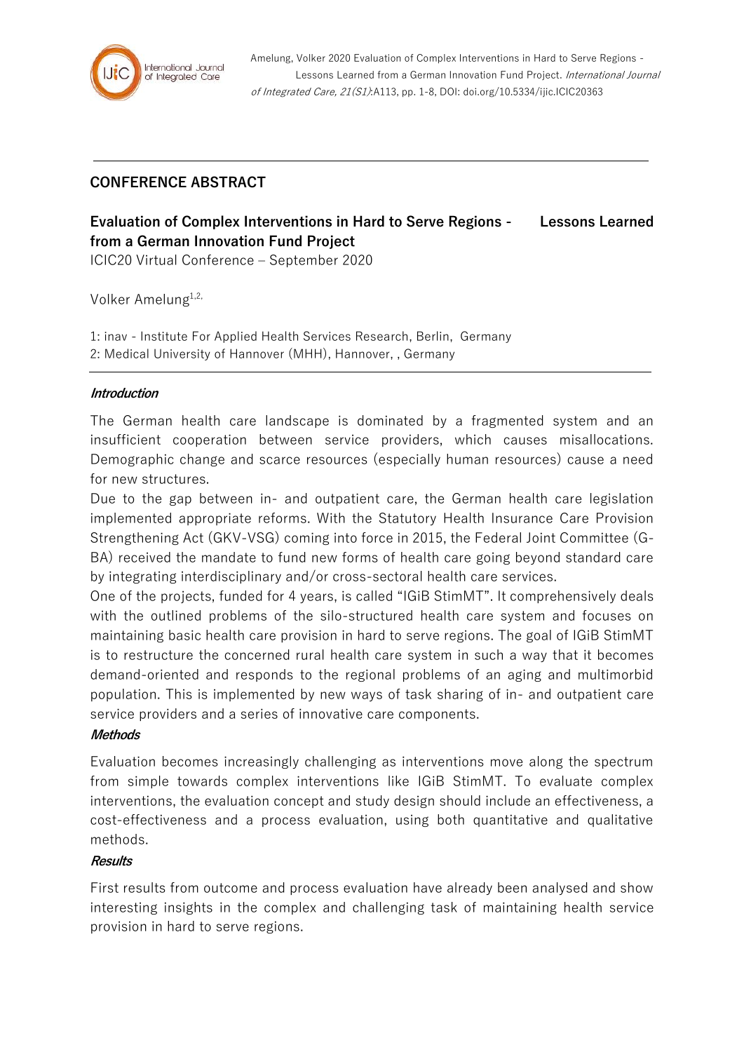Amelung, Volker 2020 Evaluation of Complex Interventions in Hard to Serve Regions - Lessons Learned from a German Innovation Fund Project. *International Journal of Integrated Care, 21(S1)*:A113, pp. 1-8, DOI: doi.org/10.5334/ijic.ICIC20363

## CONFERENCE ABSTRACT

# Evaluation of Complex Interventions in Hard to Serve Regions - Lessons Learned from a German Innovation Fund Project

ICIC20 Virtual Conference – September 2020

Volker Amelung[1,2,]

1: inav - Institute For Applied Health Services Research, Berlin, Germany
2: Medical University of Hannover (MHH), Hannover, , Germany

### *Introduction*

The German health care landscape is dominated by a fragmented system and an insufficient cooperation between service providers, which causes misallocations. Demographic change and scarce resources (especially human resources) cause a need for new structures.

Due to the gap between in- and outpatient care, the German health care legislation implemented appropriate reforms. With the Statutory Health Insurance Care Provision Strengthening Act (GKV-VSG) coming into force in 2015, the Federal Joint Committee (G-BA) received the mandate to fund new forms of health care going beyond standard care by integrating interdisciplinary and/or cross-sectoral health care services.

One of the projects, funded for 4 years, is called "IGiB StimMT". It comprehensively deals with the outlined problems of the silo-structured health care system and focuses on maintaining basic health care provision in hard to serve regions. The goal of IGiB StimMT is to restructure the concerned rural health care system in such a way that it becomes demand-oriented and responds to the regional problems of an aging and multimorbid population. This is implemented by new ways of task sharing of in- and outpatient care service providers and a series of innovative care components.

### *Methods*

Evaluation becomes increasingly challenging as interventions move along the spectrum from simple towards complex interventions like IGiB StimMT. To evaluate complex interventions, the evaluation concept and study design should include an effectiveness, a cost-effectiveness and a process evaluation, using both quantitative and qualitative methods.

### *Results*

First results from outcome and process evaluation have already been analysed and show interesting insights in the complex and challenging task of maintaining health service provision in hard to serve regions.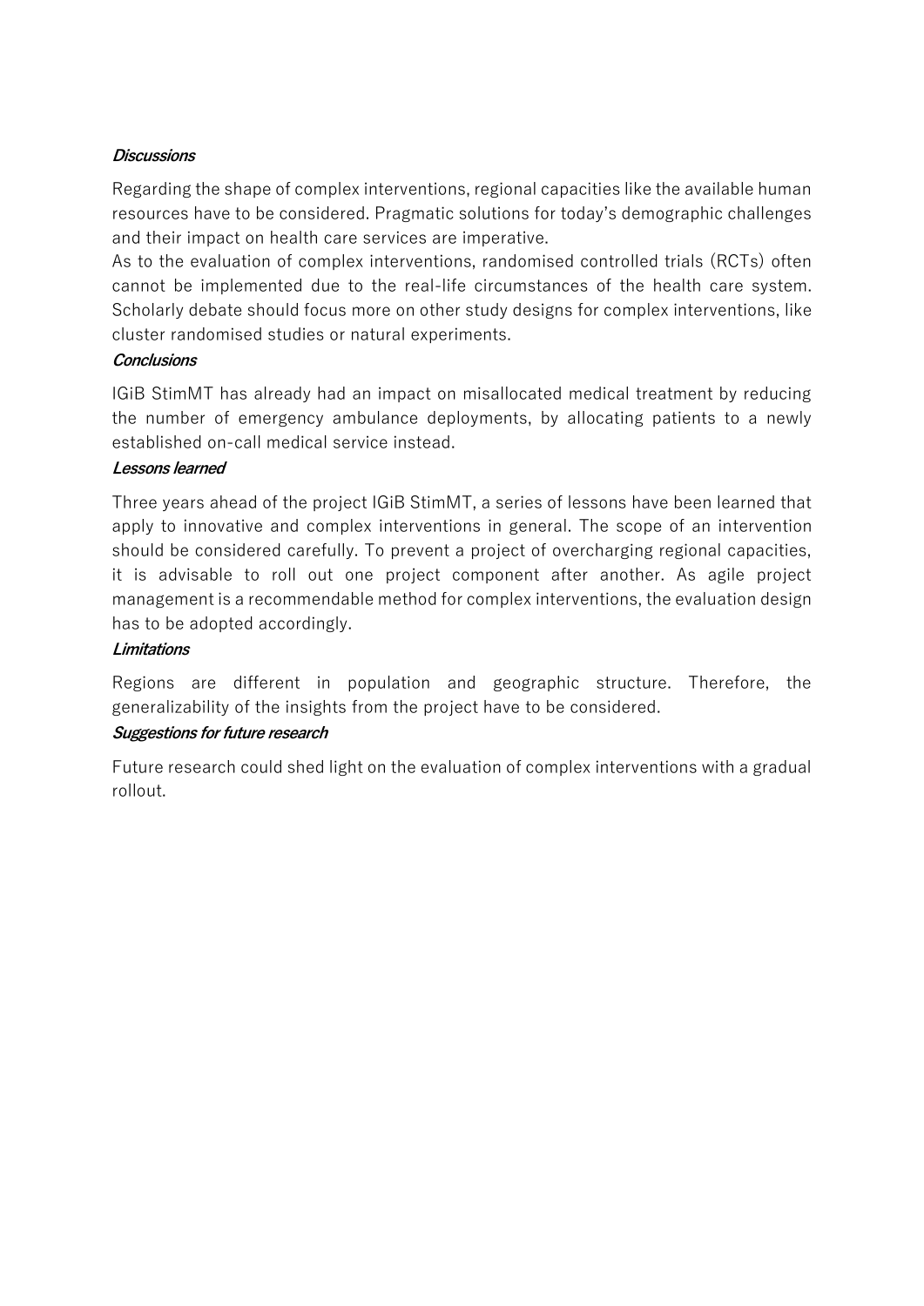***Discussions***

Regarding the shape of complex interventions, regional capacities like the available human resources have to be considered. Pragmatic solutions for today's demographic challenges and their impact on health care services are imperative.
As to the evaluation of complex interventions, randomised controlled trials (RCTs) often cannot be implemented due to the real-life circumstances of the health care system. Scholarly debate should focus more on other study designs for complex interventions, like cluster randomised studies or natural experiments.

***Conclusions***

IGiB StimMT has already had an impact on misallocated medical treatment by reducing the number of emergency ambulance deployments, by allocating patients to a newly established on-call medical service instead.

***Lessons learned***

Three years ahead of the project IGiB StimMT, a series of lessons have been learned that apply to innovative and complex interventions in general. The scope of an intervention should be considered carefully. To prevent a project of overcharging regional capacities, it is advisable to roll out one project component after another. As agile project management is a recommendable method for complex interventions, the evaluation design has to be adopted accordingly.

***Limitations***

Regions are different in population and geographic structure. Therefore, the generalizability of the insights from the project have to be considered.

***Suggestions for future research***

Future research could shed light on the evaluation of complex interventions with a gradual rollout.